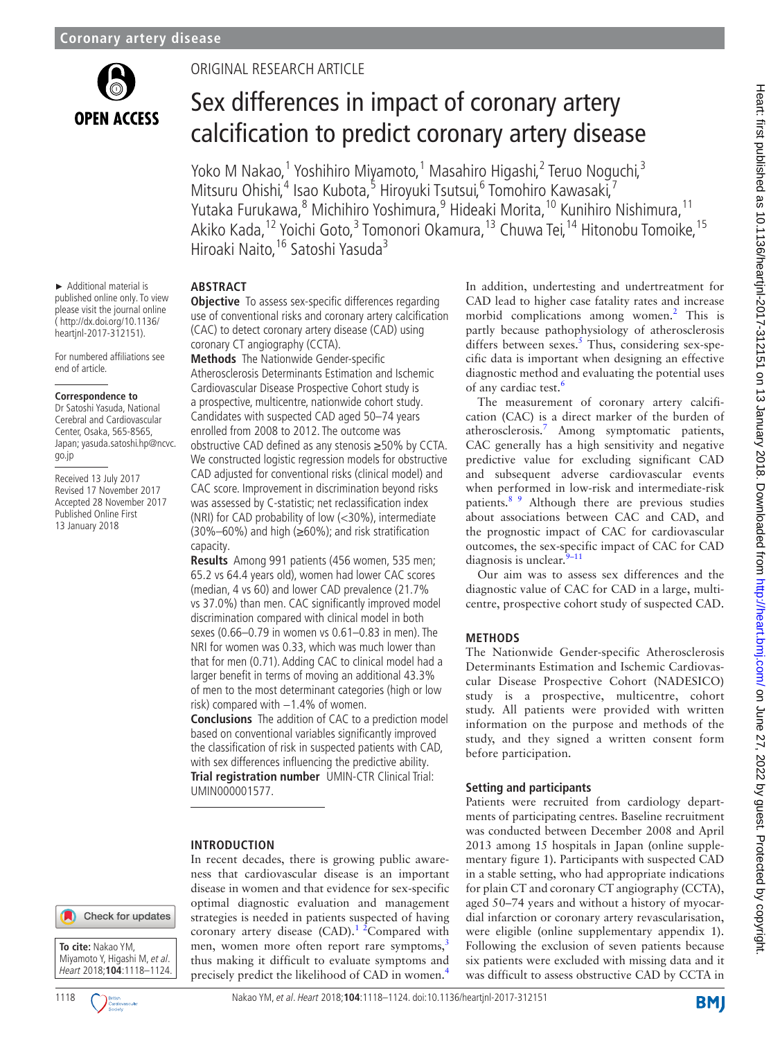Coronary artery disease

ORIGINAL RESEARCH ARTICLE

# Sex differences in impact of coronary artery calcification to predict coronary artery disease

Yoko M Nakao,[1] Yoshihiro Miyamoto,[1] Masahiro Higashi,[2] Teruo Noguchi,[3] Mitsuru Ohishi,[4] Isao Kubota,[5] Hiroyuki Tsutsui,[6] Tomohiro Kawasaki,[7] Yutaka Furukawa,[8] Michihiro Yoshimura,[9] Hideaki Morita,[10] Kunihiro Nishimura,[11] Akiko Kada,[12] Yoichi Goto,[3] Tomonori Okamura,[13] Chuwa Tei,[14] Hitonobu Tomoike,[15] Hiroaki Naito,[16] Satoshi Yasuda[3]

► Additional material is published online only. To view please visit the journal online (http://dx.doi.org/10.1136/heartjnl-2017-312151).

For numbered affiliations see end of article.

**Correspondence to**
Dr Satoshi Yasuda, National Cerebral and Cardiovascular Center, Osaka, 565-8565, Japan; yasuda.satoshi.hp@ncvc.go.jp

Received 13 July 2017
Revised 17 November 2017
Accepted 28 November 2017
Published Online First 13 January 2018

## ABSTRACT

**Objective** To assess sex-specific differences regarding use of conventional risks and coronary artery calcification (CAC) to detect coronary artery disease (CAD) using coronary CT angiography (CCTA).

**Methods** The Nationwide Gender-specific Atherosclerosis Determinants Estimation and Ischemic Cardiovascular Disease Prospective Cohort study is a prospective, multicentre, nationwide cohort study. Candidates with suspected CAD aged 50–74 years enrolled from 2008 to 2012. The outcome was obstructive CAD defined as any stenosis ≥50% by CCTA. We constructed logistic regression models for obstructive CAD adjusted for conventional risks (clinical model) and CAC score. Improvement in discrimination beyond risks was assessed by C-statistic; net reclassification index (NRI) for CAD probability of low (<30%), intermediate (30%–60%) and high (≥60%); and risk stratification capacity.

**Results** Among 991 patients (456 women, 535 men; 65.2 vs 64.4 years old), women had lower CAC scores (median, 4 vs 60) and lower CAD prevalence (21.7% vs 37.0%) than men. CAC significantly improved model discrimination compared with clinical model in both sexes (0.66–0.79 in women vs 0.61–0.83 in men). The NRI for women was 0.33, which was much lower than that for men (0.71). Adding CAC to clinical model had a larger benefit in terms of moving an additional 43.3% of men to the most determinant categories (high or low risk) compared with −1.4% of women.

**Conclusions** The addition of CAC to a prediction model based on conventional variables significantly improved the classification of risk in suspected patients with CAD, with sex differences influencing the predictive ability.

**Trial registration number** UMIN-CTR Clinical Trial: UMIN000001577.

## INTRODUCTION

In recent decades, there is growing public awareness that cardiovascular disease is an important disease in women and that evidence for sex-specific optimal diagnostic evaluation and management strategies is needed in patients suspected of having coronary artery disease (CAD).[1 2] Compared with men, women more often report rare symptoms,[3] thus making it difficult to evaluate symptoms and precisely predict the likelihood of CAD in women.[4] In addition, undertesting and undertreatment for CAD lead to higher case fatality rates and increase morbid complications among women.[2] This is partly because pathophysiology of atherosclerosis differs between sexes.[5] Thus, considering sex-specific data is important when designing an effective diagnostic method and evaluating the potential uses of any cardiac test.[6]

The measurement of coronary artery calcification (CAC) is a direct marker of the burden of atherosclerosis.[7] Among symptomatic patients, CAC generally has a high sensitivity and negative predictive value for excluding significant CAD and subsequent adverse cardiovascular events when performed in low-risk and intermediate-risk patients.[8 9] Although there are previous studies about associations between CAC and CAD, and the prognostic impact of CAC for cardiovascular outcomes, the sex-specific impact of CAC for CAD diagnosis is unclear.[9–11]

Our aim was to assess sex differences and the diagnostic value of CAC for CAD in a large, multicentre, prospective cohort study of suspected CAD.

## METHODS

The Nationwide Gender-specific Atherosclerosis Determinants Estimation and Ischemic Cardiovascular Disease Prospective Cohort (NADESICO) study is a prospective, multicentre, cohort study. All patients were provided with written information on the purpose and methods of the study, and they signed a written consent form before participation.

### Setting and participants

Patients were recruited from cardiology departments of participating centres. Baseline recruitment was conducted between December 2008 and April 2013 among 15 hospitals in Japan (online supplementary figure 1). Participants with suspected CAD in a stable setting, who had appropriate indications for plain CT and coronary CT angiography (CCTA), aged 50–74 years and without a history of myocardial infarction or coronary artery revascularisation, were eligible (online supplementary appendix 1). Following the exclusion of seven patients because six patients were excluded with missing data and it was difficult to assess obstructive CAD by CCTA in

**To cite:** Nakao YM, Miyamoto Y, Higashi M, et al. Heart 2018;**104**:1118–1124.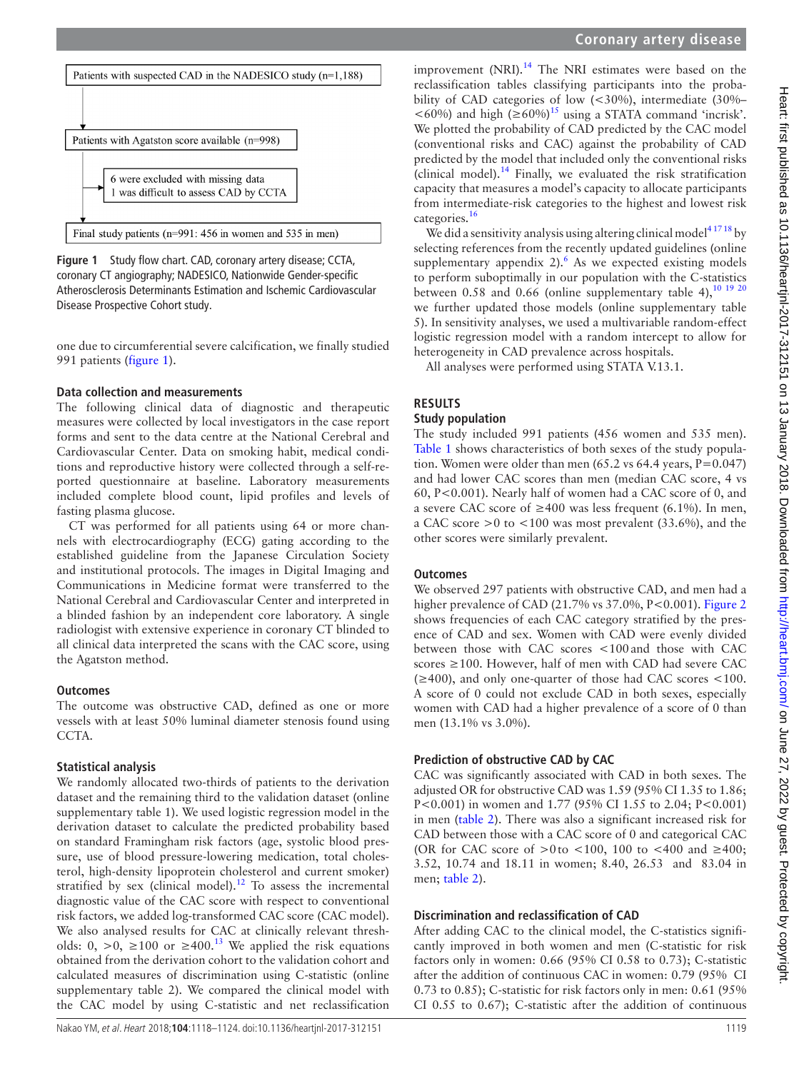Patients with suspected CAD in the NADESICO study (n=1,188)

Patients with Agatston score available (n=998)

6 were excluded with missing data
1 was difficult to assess CAD by CCTA

Final study patients (n=991: 456 in women and 535 in men)

**Figure 1** Study flow chart. CAD, coronary artery disease; CCTA, coronary CT angiography; NADESICO, Nationwide Gender-specific Atherosclerosis Determinants Estimation and Ischemic Cardiovascular Disease Prospective Cohort study.

one due to circumferential severe calcification, we finally studied 991 patients (figure 1).

### Data collection and measurements

The following clinical data of diagnostic and therapeutic measures were collected by local investigators in the case report forms and sent to the data centre at the National Cerebral and Cardiovascular Center. Data on smoking habit, medical conditions and reproductive history were collected through a self-reported questionnaire at baseline. Laboratory measurements included complete blood count, lipid profiles and levels of fasting plasma glucose.

CT was performed for all patients using 64 or more channels with electrocardiography (ECG) gating according to the established guideline from the Japanese Circulation Society and institutional protocols. The images in Digital Imaging and Communications in Medicine format were transferred to the National Cerebral and Cardiovascular Center and interpreted in a blinded fashion by an independent core laboratory. A single radiologist with extensive experience in coronary CT blinded to all clinical data interpreted the scans with the CAC score, using the Agatston method.

### Outcomes

The outcome was obstructive CAD, defined as one or more vessels with at least 50% luminal diameter stenosis found using CCTA.

### Statistical analysis

We randomly allocated two-thirds of patients to the derivation dataset and the remaining third to the validation dataset (online supplementary table 1). We used logistic regression model in the derivation dataset to calculate the predicted probability based on standard Framingham risk factors (age, systolic blood pressure, use of blood pressure-lowering medication, total cholesterol, high-density lipoprotein cholesterol and current smoker) stratified by sex (clinical model).[12] To assess the incremental diagnostic value of the CAC score with respect to conventional risk factors, we added log-transformed CAC score (CAC model). We also analysed results for CAC at clinically relevant thresholds: 0, >0, ≥100 or ≥400.[13] We applied the risk equations obtained from the derivation cohort to the validation cohort and calculated measures of discrimination using C-statistic (online supplementary table 2). We compared the clinical model with the CAC model by using C-statistic and net reclassification improvement (NRI).[14] The NRI estimates were based on the reclassification tables classifying participants into the probability of CAD categories of low (<30%), intermediate (30%–<60%) and high (≥60%)[15] using a STATA command 'incrisk'. We plotted the probability of CAD predicted by the CAC model (conventional risks and CAC) against the probability of CAD predicted by the model that included only the conventional risks (clinical model).[14] Finally, we evaluated the risk stratification capacity that measures a model's capacity to allocate participants from intermediate-risk categories to the highest and lowest risk categories.[16]

We did a sensitivity analysis using altering clinical model[4,17,18] by selecting references from the recently updated guidelines (online supplementary appendix 2).[6] As we expected existing models to perform suboptimally in our population with the C-statistics between 0.58 and 0.66 (online supplementary table 4),[10,19,20] we further updated those models (online supplementary table 5). In sensitivity analyses, we used a multivariable random-effect logistic regression model with a random intercept to allow for heterogeneity in CAD prevalence across hospitals.

All analyses were performed using STATA V.13.1.

## RESULTS

### Study population

The study included 991 patients (456 women and 535 men). Table 1 shows characteristics of both sexes of the study population. Women were older than men (65.2 vs 64.4 years, P=0.047) and had lower CAC scores than men (median CAC score, 4 vs 60, P<0.001). Nearly half of women had a CAC score of 0, and a severe CAC score of ≥400 was less frequent (6.1%). In men, a CAC score >0 to <100 was most prevalent (33.6%), and the other scores were similarly prevalent.

### Outcomes

We observed 297 patients with obstructive CAD, and men had a higher prevalence of CAD (21.7% vs 37.0%, P<0.001). Figure 2 shows frequencies of each CAC category stratified by the presence of CAD and sex. Women with CAD were evenly divided between those with CAC scores <100 and those with CAC scores ≥100. However, half of men with CAD had severe CAC (≥400), and only one-quarter of those had CAC scores <100. A score of 0 could not exclude CAD in both sexes, especially women with CAD had a higher prevalence of a score of 0 than men (13.1% vs 3.0%).

### Prediction of obstructive CAD by CAC

CAC was significantly associated with CAD in both sexes. The adjusted OR for obstructive CAD was 1.59 (95% CI 1.35 to 1.86; P<0.001) in women and 1.77 (95% CI 1.55 to 2.04; P<0.001) in men (table 2). There was also a significant increased risk for CAD between those with a CAC score of 0 and categorical CAC (OR for CAC score of >0 to <100, 100 to <400 and ≥400; 3.52, 10.74 and 18.11 in women; 8.40, 26.53 and 83.04 in men; table 2).

### Discrimination and reclassification of CAD

After adding CAC to the clinical model, the C-statistics significantly improved in both women and men (C-statistic for risk factors only in women: 0.66 (95% CI 0.58 to 0.73); C-statistic after the addition of continuous CAC in women: 0.79 (95% CI 0.73 to 0.85); C-statistic for risk factors only in men: 0.61 (95% CI 0.55 to 0.67); C-statistic after the addition of continuous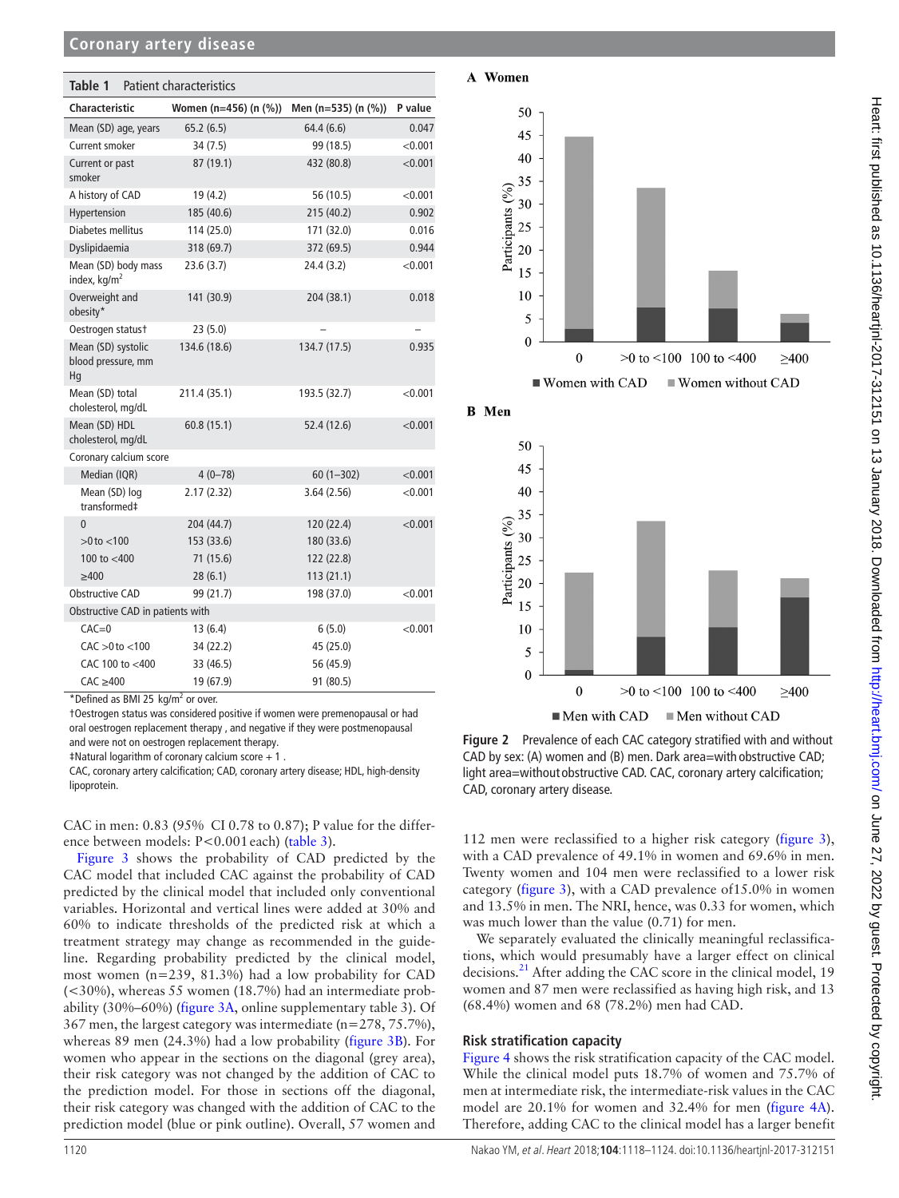**Table 1** Patient characteristics

| Characteristic | Women (n=456) (n (%)) | Men (n=535) (n (%)) | P value |
|---|---|---|---|
| Mean (SD) age, years | 65.2 (6.5) | 64.4 (6.6) | 0.047 |
| Current smoker | 34 (7.5) | 99 (18.5) | <0.001 |
| Current or past smoker | 87 (19.1) | 432 (80.8) | <0.001 |
| A history of CAD | 19 (4.2) | 56 (10.5) | <0.001 |
| Hypertension | 185 (40.6) | 215 (40.2) | 0.902 |
| Diabetes mellitus | 114 (25.0) | 171 (32.0) | 0.016 |
| Dyslipidaemia | 318 (69.7) | 372 (69.5) | 0.944 |
| Mean (SD) body mass index, kg/m$^2$ | 23.6 (3.7) | 24.4 (3.2) | <0.001 |
| Overweight and obesity* | 141 (30.9) | 204 (38.1) | 0.018 |
| Oestrogen status† | 23 (5.0) | – | – |
| Mean (SD) systolic blood pressure, mm Hg | 134.6 (18.6) | 134.7 (17.5) | 0.935 |
| Mean (SD) total cholesterol, mg/dL | 211.4 (35.1) | 193.5 (32.7) | <0.001 |
| Mean (SD) HDL cholesterol, mg/dL | 60.8 (15.1) | 52.4 (12.6) | <0.001 |
| Coronary calcium score | | | |
| Median (IQR) | 4 (0–78) | 60 (1–302) | <0.001 |
| Mean (SD) log transformed‡ | 2.17 (2.32) | 3.64 (2.56) | <0.001 |
| 0 | 204 (44.7) | 120 (22.4) | <0.001 |
| >0 to <100 | 153 (33.6) | 180 (33.6) | |
| 100 to <400 | 71 (15.6) | 122 (22.8) | |
| ≥400 | 28 (6.1) | 113 (21.1) | |
| Obstructive CAD | 99 (21.7) | 198 (37.0) | <0.001 |
| Obstructive CAD in patients with | | | |
| CAC=0 | 13 (6.4) | 6 (5.0) | <0.001 |
| CAC >0 to <100 | 34 (22.2) | 45 (25.0) | |
| CAC 100 to <400 | 33 (46.5) | 56 (45.9) | |
| CAC ≥400 | 19 (67.9) | 91 (80.5) | |

*Defined as BMI 25 kg/m$^2$ or over.

†Oestrogen status was considered positive if women were premenopausal or had oral oestrogen replacement therapy , and negative if they were postmenopausal and were not on oestrogen replacement therapy.

‡Natural logarithm of coronary calcium score + 1 .

CAC, coronary artery calcification; CAD, coronary artery disease; HDL, high-density lipoprotein.

Figure 2 Prevalence of each CAC category stratified with and without CAD by sex: (A) women and (B) men. Dark area=with obstructive CAD; light area=without obstructive CAD. CAC, coronary artery calcification; CAD, coronary artery disease.

CAC in men: 0.83 (95% CI 0.78 to 0.87); P value for the difference between models: P<0.001 each) (table 3).

Figure 3 shows the probability of CAD predicted by the CAC model that included CAC against the probability of CAD predicted by the clinical model that included only conventional variables. Horizontal and vertical lines were added at 30% and 60% to indicate thresholds of the predicted risk at which a treatment strategy may change as recommended in the guideline. Regarding probability predicted by the clinical model, most women (n=239, 81.3%) had a low probability for CAD (<30%), whereas 55 women (18.7%) had an intermediate probability (30%–60%) (figure 3A, online supplementary table 3). Of 367 men, the largest category was intermediate (n=278, 75.7%), whereas 89 men (24.3%) had a low probability (figure 3B). For women who appear in the sections on the diagonal (grey area), their risk category was not changed by the addition of CAC to the prediction model. For those in sections off the diagonal, their risk category was changed with the addition of CAC to the prediction model (blue or pink outline). Overall, 57 women and 112 men were reclassified to a higher risk category (figure 3), with a CAD prevalence of 49.1% in women and 69.6% in men. Twenty women and 104 men were reclassified to a lower risk category (figure 3), with a CAD prevalence of15.0% in women and 13.5% in men. The NRI, hence, was 0.33 for women, which was much lower than the value (0.71) for men.

We separately evaluated the clinically meaningful reclassifications, which would presumably have a larger effect on clinical decisions.[21] After adding the CAC score in the clinical model, 19 women and 87 men were reclassified as having high risk, and 13 (68.4%) women and 68 (78.2%) men had CAD.

## Risk stratification capacity

Figure 4 shows the risk stratification capacity of the CAC model. While the clinical model puts 18.7% of women and 75.7% of men at intermediate risk, the intermediate-risk values in the CAC model are 20.1% for women and 32.4% for men (figure 4A). Therefore, adding CAC to the clinical model has a larger benefit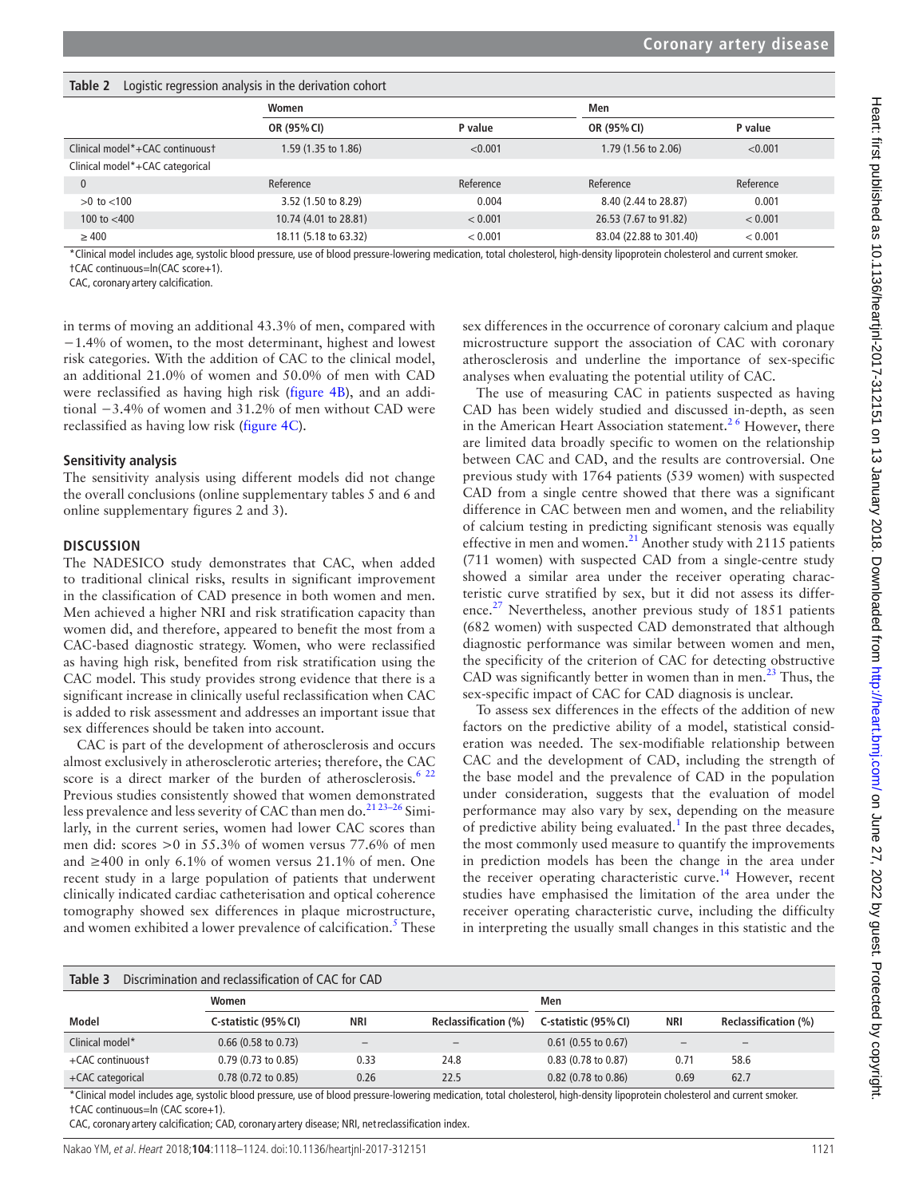**Table 2** Logistic regression analysis in the derivation cohort

| | Women | | Men | |
|---|---|---|---|---|
| | OR (95% CI) | P value | OR (95% CI) | P value |
| Clinical model*+CAC continuous† | 1.59 (1.35 to 1.86) | <0.001 | 1.79 (1.56 to 2.06) | <0.001 |
| Clinical model*+CAC categorical | | | | |
| 0 | Reference | Reference | Reference | Reference |
| >0 to <100 | 3.52 (1.50 to 8.29) | 0.004 | 8.40 (2.44 to 28.87) | 0.001 |
| 100 to <400 | 10.74 (4.01 to 28.81) | < 0.001 | 26.53 (7.67 to 91.82) | < 0.001 |
| ≥ 400 | 18.11 (5.18 to 63.32) | < 0.001 | 83.04 (22.88 to 301.40) | < 0.001 |

*Clinical model includes age, systolic blood pressure, use of blood pressure-lowering medication, total cholesterol, high-density lipoprotein cholesterol and current smoker.
†CAC continuous=ln(CAC score+1).
CAC, coronary artery calcification.

in terms of moving an additional 43.3% of men, compared with −1.4% of women, to the most determinant, highest and lowest risk categories. With the addition of CAC to the clinical model, an additional 21.0% of women and 50.0% of men with CAD were reclassified as having high risk (figure 4B), and an additional −3.4% of women and 31.2% of men without CAD were reclassified as having low risk (figure 4C).

### Sensitivity analysis

The sensitivity analysis using different models did not change the overall conclusions (online supplementary tables 5 and 6 and online supplementary figures 2 and 3).

## DISCUSSION

The NADESICO study demonstrates that CAC, when added to traditional clinical risks, results in significant improvement in the classification of CAD presence in both women and men. Men achieved a higher NRI and risk stratification capacity than women did, and therefore, appeared to benefit the most from a CAC-based diagnostic strategy. Women, who were reclassified as having high risk, benefited from risk stratification using the CAC model. This study provides strong evidence that there is a significant increase in clinically useful reclassification when CAC is added to risk assessment and addresses an important issue that sex differences should be taken into account.

CAC is part of the development of atherosclerosis and occurs almost exclusively in atherosclerotic arteries; therefore, the CAC score is a direct marker of the burden of atherosclerosis.[6 22] Previous studies consistently showed that women demonstrated less prevalence and less severity of CAC than men do.[21 23–26] Similarly, in the current series, women had lower CAC scores than men did: scores >0 in 55.3% of women versus 77.6% of men and ≥400 in only 6.1% of women versus 21.1% of men. One recent study in a large population of patients that underwent clinically indicated cardiac catheterisation and optical coherence tomography showed sex differences in plaque microstructure, and women exhibited a lower prevalence of calcification.[5] These sex differences in the occurrence of coronary calcium and plaque microstructure support the association of CAC with coronary atherosclerosis and underline the importance of sex-specific analyses when evaluating the potential utility of CAC.

The use of measuring CAC in patients suspected as having CAD has been widely studied and discussed in-depth, as seen in the American Heart Association statement.[2 6] However, there are limited data broadly specific to women on the relationship between CAC and CAD, and the results are controversial. One previous study with 1764 patients (539 women) with suspected CAD from a single centre showed that there was a significant difference in CAC between men and women, and the reliability of calcium testing in predicting significant stenosis was equally effective in men and women.[21] Another study with 2115 patients (711 women) with suspected CAD from a single-centre study showed a similar area under the receiver operating characteristic curve stratified by sex, but it did not assess its difference.[27] Nevertheless, another previous study of 1851 patients (682 women) with suspected CAD demonstrated that although diagnostic performance was similar between women and men, the specificity of the criterion of CAC for detecting obstructive CAD was significantly better in women than in men.[23] Thus, the sex-specific impact of CAC for CAD diagnosis is unclear.

To assess sex differences in the effects of the addition of new factors on the predictive ability of a model, statistical consideration was needed. The sex-modifiable relationship between CAC and the development of CAD, including the strength of the base model and the prevalence of CAD in the population under consideration, suggests that the evaluation of model performance may also vary by sex, depending on the measure of predictive ability being evaluated.[1] In the past three decades, the most commonly used measure to quantify the improvements in prediction models has been the change in the area under the receiver operating characteristic curve.[14] However, recent studies have emphasised the limitation of the area under the receiver operating characteristic curve, including the difficulty in interpreting the usually small changes in this statistic and the

**Table 3** Discrimination and reclassification of CAC for CAD

| | Women | | | Men | | |
|---|---|---|---|---|---|---|
| Model | C-statistic (95% CI) | NRI | Reclassification (%) | C-statistic (95% CI) | NRI | Reclassification (%) |
| Clinical model* | 0.66 (0.58 to 0.73) | – | – | 0.61 (0.55 to 0.67) | – | – |
| +CAC continuous† | 0.79 (0.73 to 0.85) | 0.33 | 24.8 | 0.83 (0.78 to 0.87) | 0.71 | 58.6 |
| +CAC categorical | 0.78 (0.72 to 0.85) | 0.26 | 22.5 | 0.82 (0.78 to 0.86) | 0.69 | 62.7 |

*Clinical model includes age, systolic blood pressure, use of blood pressure-lowering medication, total cholesterol, high-density lipoprotein cholesterol and current smoker.
†CAC continuous=ln (CAC score+1).
CAC, coronary artery calcification; CAD, coronary artery disease; NRI, net reclassification index.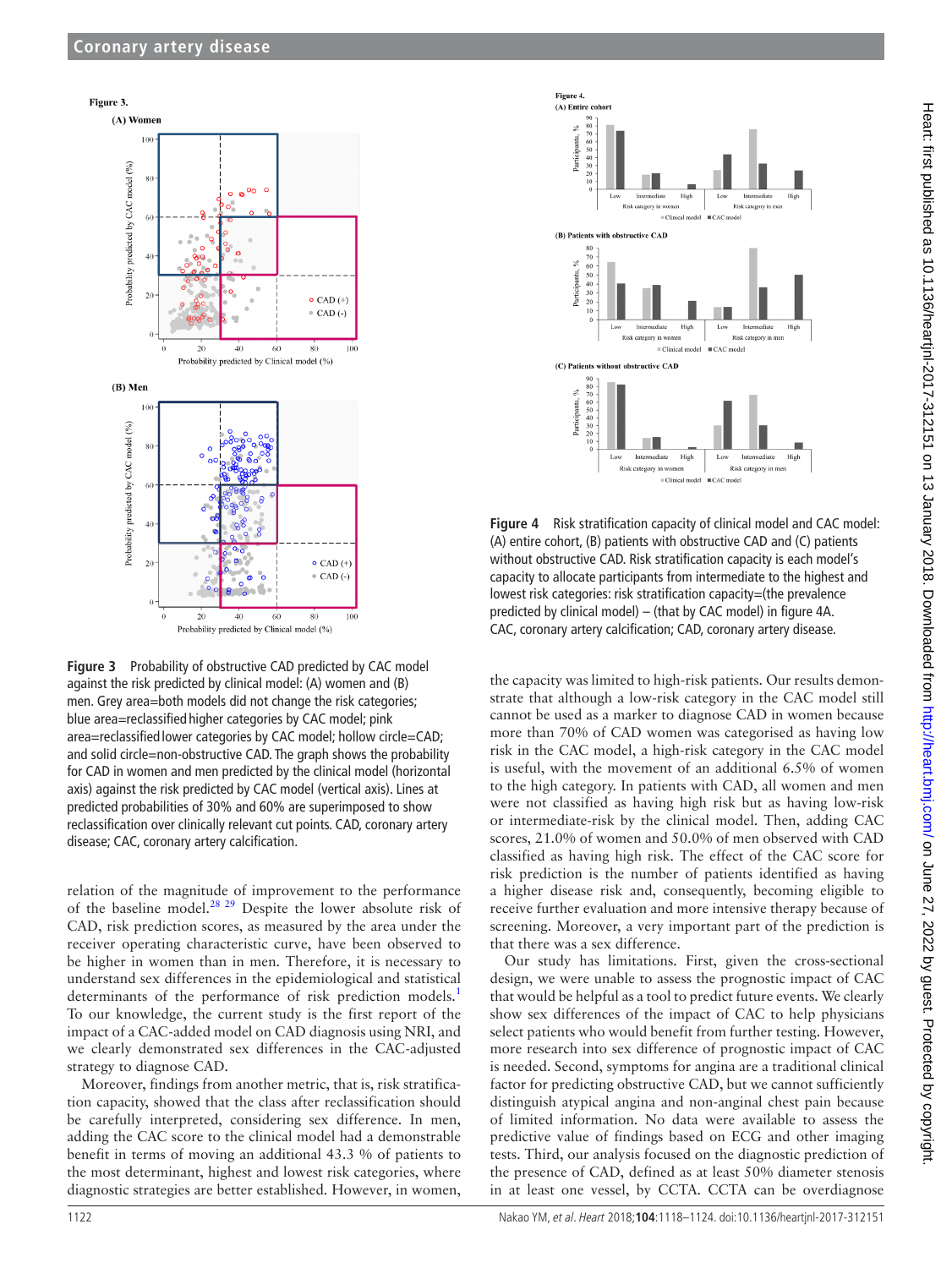Figure 3 Probability of obstructive CAD predicted by CAC model against the risk predicted by clinical model: (A) women and (B) men. Grey area=both models did not change the risk categories; blue area=reclassified higher categories by CAC model; pink area=reclassified lower categories by CAC model; hollow circle=CAD; and solid circle=non-obstructive CAD. The graph shows the probability for CAD in women and men predicted by the clinical model (horizontal axis) against the risk predicted by CAC model (vertical axis). Lines at predicted probabilities of 30% and 60% are superimposed to show reclassification over clinically relevant cut points. CAD, coronary artery disease; CAC, coronary artery calcification.

Figure 4 Risk stratification capacity of clinical model and CAC model: (A) entire cohort, (B) patients with obstructive CAD and (C) patients without obstructive CAD. Risk stratification capacity is each model's capacity to allocate participants from intermediate to the highest and lowest risk categories: risk stratification capacity=(the prevalence predicted by clinical model) − (that by CAC model) in figure 4A. CAC, coronary artery calcification; CAD, coronary artery disease.

relation of the magnitude of improvement to the performance of the baseline model.[28 29] Despite the lower absolute risk of CAD, risk prediction scores, as measured by the area under the receiver operating characteristic curve, have been observed to be higher in women than in men. Therefore, it is necessary to understand sex differences in the epidemiological and statistical determinants of the performance of risk prediction models.[1] To our knowledge, the current study is the first report of the impact of a CAC-added model on CAD diagnosis using NRI, and we clearly demonstrated sex differences in the CAC-adjusted strategy to diagnose CAD.

Moreover, findings from another metric, that is, risk stratification capacity, showed that the class after reclassification should be carefully interpreted, considering sex difference. In men, adding the CAC score to the clinical model had a demonstrable benefit in terms of moving an additional 43.3 % of patients to the most determinant, highest and lowest risk categories, where diagnostic strategies are better established. However, in women, the capacity was limited to high-risk patients. Our results demonstrate that although a low-risk category in the CAC model still cannot be used as a marker to diagnose CAD in women because more than 70% of CAD women was categorised as having low risk in the CAC model, a high-risk category in the CAC model is useful, with the movement of an additional 6.5% of women to the high category. In patients with CAD, all women and men were not classified as having high risk but as having low-risk or intermediate-risk by the clinical model. Then, adding CAC scores, 21.0% of women and 50.0% of men observed with CAD classified as having high risk. The effect of the CAC score for risk prediction is the number of patients identified as having a higher disease risk and, consequently, becoming eligible to receive further evaluation and more intensive therapy because of screening. Moreover, a very important part of the prediction is that there was a sex difference.

Our study has limitations. First, given the cross-sectional design, we were unable to assess the prognostic impact of CAC that would be helpful as a tool to predict future events. We clearly show sex differences of the impact of CAC to help physicians select patients who would benefit from further testing. However, more research into sex difference of prognostic impact of CAC is needed. Second, symptoms for angina are a traditional clinical factor for predicting obstructive CAD, but we cannot sufficiently distinguish atypical angina and non-anginal chest pain because of limited information. No data were available to assess the predictive value of findings based on ECG and other imaging tests. Third, our analysis focused on the diagnostic prediction of the presence of CAD, defined as at least 50% diameter stenosis in at least one vessel, by CCTA. CCTA can be overdiagnose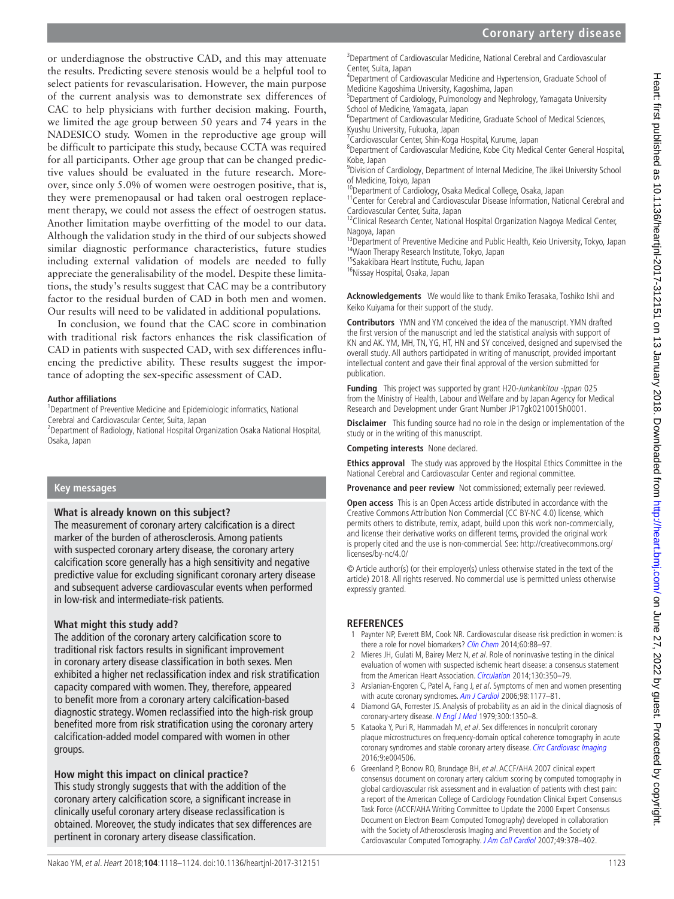or underdiagnose the obstructive CAD, and this may attenuate the results. Predicting severe stenosis would be a helpful tool to select patients for revascularisation. However, the main purpose of the current analysis was to demonstrate sex differences of CAC to help physicians with further decision making. Fourth, we limited the age group between 50 years and 74 years in the NADESICO study. Women in the reproductive age group will be difficult to participate this study, because CCTA was required for all participants. Other age group that can be changed predictive values should be evaluated in the future research. Moreover, since only 5.0% of women were oestrogen positive, that is, they were premenopausal or had taken oral oestrogen replacement therapy, we could not assess the effect of oestrogen status. Another limitation maybe overfitting of the model to our data. Although the validation study in the third of our subjects showed similar diagnostic performance characteristics, future studies including external validation of models are needed to fully appreciate the generalisability of the model. Despite these limitations, the study's results suggest that CAC may be a contributory factor to the residual burden of CAD in both men and women. Our results will need to be validated in additional populations.

In conclusion, we found that the CAC score in combination with traditional risk factors enhances the risk classification of CAD in patients with suspected CAD, with sex differences influencing the predictive ability. These results suggest the importance of adopting the sex-specific assessment of CAD.

**Author affiliations**

[1]Department of Preventive Medicine and Epidemiologic informatics, National Cerebral and Cardiovascular Center, Suita, Japan
[2]Department of Radiology, National Hospital Organization Osaka National Hospital, Osaka, Japan
[3]Department of Cardiovascular Medicine, National Cerebral and Cardiovascular Center, Suita, Japan
[4]Department of Cardiovascular Medicine and Hypertension, Graduate School of Medicine Kagoshima University, Kagoshima, Japan
[5]Department of Cardiology, Pulmonology and Nephrology, Yamagata University School of Medicine, Yamagata, Japan
[6]Department of Cardiovascular Medicine, Graduate School of Medical Sciences, Kyushu University, Fukuoka, Japan
[7]Cardiovascular Center, Shin-Koga Hospital, Kurume, Japan
[8]Department of Cardiovascular Medicine, Kobe City Medical Center General Hospital, Kobe, Japan
[9]Division of Cardiology, Department of Internal Medicine, The Jikei University School of Medicine, Tokyo, Japan
[10]Department of Cardiology, Osaka Medical College, Osaka, Japan
[11]Center for Cerebral and Cardiovascular Disease Information, National Cerebral and Cardiovascular Center, Suita, Japan
[12]Clinical Research Center, National Hospital Organization Nagoya Medical Center, Nagoya, Japan
[13]Department of Preventive Medicine and Public Health, Keio University, Tokyo, Japan
[14]Waon Therapy Research Institute, Tokyo, Japan
[15]Sakakibara Heart Institute, Fuchu, Japan
[16]Nissay Hospital, Osaka, Japan

## Key messages

### What is already known on this subject?

The measurement of coronary artery calcification is a direct marker of the burden of atherosclerosis. Among patients with suspected coronary artery disease, the coronary artery calcification score generally has a high sensitivity and negative predictive value for excluding significant coronary artery disease and subsequent adverse cardiovascular events when performed in low-risk and intermediate-risk patients.

### What might this study add?

The addition of the coronary artery calcification score to traditional risk factors results in significant improvement in coronary artery disease classification in both sexes. Men exhibited a higher net reclassification index and risk stratification capacity compared with women. They, therefore, appeared to benefit more from a coronary artery calcification-based diagnostic strategy. Women reclassified into the high-risk group benefited more from risk stratification using the coronary artery calcification-added model compared with women in other groups.

### How might this impact on clinical practice?

This study strongly suggests that with the addition of the coronary artery calcification score, a significant increase in clinically useful coronary artery disease reclassification is obtained. Moreover, the study indicates that sex differences are pertinent in coronary artery disease classification.

**Acknowledgements** We would like to thank Emiko Terasaka, Toshiko Ishii and Keiko Kuiyama for their support of the study.

**Contributors** YMN and YM conceived the idea of the manuscript. YMN drafted the first version of the manuscript and led the statistical analysis with support of KN and AK. YM, MH, TN, YG, HT, HN and SY conceived, designed and supervised the overall study. All authors participated in writing of manuscript, provided important intellectual content and gave their final approval of the version submitted for publication.

**Funding** This project was supported by grant H20-*Junkankitou -Ippan* 025 from the Ministry of Health, Labour and Welfare and by Japan Agency for Medical Research and Development under Grant Number JP17gk0210015h0001.

**Disclaimer** This funding source had no role in the design or implementation of the study or in the writing of this manuscript.

**Competing interests** None declared.

**Ethics approval** The study was approved by the Hospital Ethics Committee in the National Cerebral and Cardiovascular Center and regional committee.

**Provenance and peer review** Not commissioned; externally peer reviewed.

**Open access** This is an Open Access article distributed in accordance with the Creative Commons Attribution Non Commercial (CC BY-NC 4.0) license, which permits others to distribute, remix, adapt, build upon this work non-commercially, and license their derivative works on different terms, provided the original work is properly cited and the use is non-commercial. See: http://creativecommons.org/licenses/by-nc/4.0/

© Article author(s) (or their employer(s) unless otherwise stated in the text of the article) 2018. All rights reserved. No commercial use is permitted unless otherwise expressly granted.

## REFERENCES

1. Paynter NP, Everett BM, Cook NR. Cardiovascular disease risk prediction in women: is there a role for novel biomarkers? *Clin Chem* 2014;60:88–97.
2. Mieres JH, Gulati M, Bairey Merz N, *et al*. Role of noninvasive testing in the clinical evaluation of women with suspected ischemic heart disease: a consensus statement from the American Heart Association. *Circulation* 2014;130:350–79.
3. Arslanian-Engoren C, Patel A, Fang J, *et al*. Symptoms of men and women presenting with acute coronary syndromes. *Am J Cardiol* 2006;98:1177–81.
4. Diamond GA, Forrester JS. Analysis of probability as an aid in the clinical diagnosis of coronary-artery disease. *N Engl J Med* 1979;300:1350–8.
5. Kataoka Y, Puri R, Hammadah M, *et al*. Sex differences in nonculprit coronary plaque microstructures on frequency-domain optical coherence tomography in acute coronary syndromes and stable coronary artery disease. *Circ Cardiovasc Imaging* 2016;9:e004506.
6. Greenland P, Bonow RO, Brundage BH, *et al*. ACCF/AHA 2007 clinical expert consensus document on coronary artery calcium scoring by computed tomography in global cardiovascular risk assessment and in evaluation of patients with chest pain: a report of the American College of Cardiology Foundation Clinical Expert Consensus Task Force (ACCF/AHA Writing Committee to Update the 2000 Expert Consensus Document on Electron Beam Computed Tomography) developed in collaboration with the Society of Atherosclerosis Imaging and Prevention and the Society of Cardiovascular Computed Tomography. *J Am Coll Cardiol* 2007;49:378–402.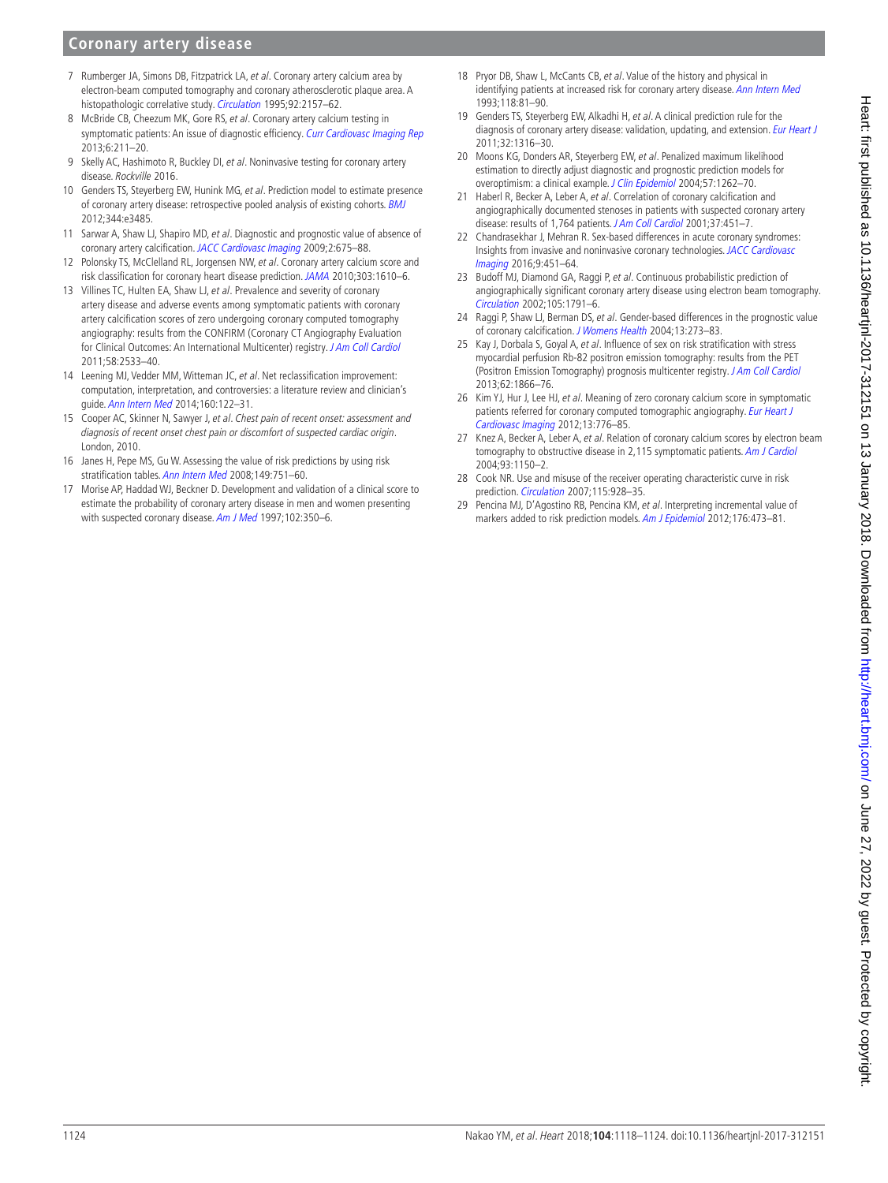7 Rumberger JA, Simons DB, Fitzpatrick LA, *et al*. Coronary artery calcium area by electron-beam computed tomography and coronary atherosclerotic plaque area. A histopathologic correlative study. *Circulation* 1995;92:2157–62.
8 McBride CB, Cheezum MK, Gore RS, *et al*. Coronary artery calcium testing in symptomatic patients: An issue of diagnostic efficiency. *Curr Cardiovasc Imaging Rep* 2013;6:211–20.
9 Skelly AC, Hashimoto R, Buckley DI, *et al*. Noninvasive testing for coronary artery disease. *Rockville* 2016.
10 Genders TS, Steyerberg EW, Hunink MG, *et al*. Prediction model to estimate presence of coronary artery disease: retrospective pooled analysis of existing cohorts. *BMJ* 2012;344:e3485.
11 Sarwar A, Shaw LJ, Shapiro MD, *et al*. Diagnostic and prognostic value of absence of coronary artery calcification. *JACC Cardiovasc Imaging* 2009;2:675–88.
12 Polonsky TS, McClelland RL, Jorgensen NW, *et al*. Coronary artery calcium score and risk classification for coronary heart disease prediction. *JAMA* 2010;303:1610–6.
13 Villines TC, Hulten EA, Shaw LJ, *et al*. Prevalence and severity of coronary artery disease and adverse events among symptomatic patients with coronary artery calcification scores of zero undergoing coronary computed tomography angiography: results from the CONFIRM (Coronary CT Angiography Evaluation for Clinical Outcomes: An International Multicenter) registry. *J Am Coll Cardiol* 2011;58:2533–40.
14 Leening MJ, Vedder MM, Witteman JC, *et al*. Net reclassification improvement: computation, interpretation, and controversies: a literature review and clinician's guide. *Ann Intern Med* 2014;160:122–31.
15 Cooper AC, Skinner N, Sawyer J, *et al*. *Chest pain of recent onset: assessment and diagnosis of recent onset chest pain or discomfort of suspected cardiac origin*. London, 2010.
16 Janes H, Pepe MS, Gu W. Assessing the value of risk predictions by using risk stratification tables. *Ann Intern Med* 2008;149:751–60.
17 Morise AP, Haddad WJ, Beckner D. Development and validation of a clinical score to estimate the probability of coronary artery disease in men and women presenting with suspected coronary disease. *Am J Med* 1997;102:350–6.
18 Pryor DB, Shaw L, McCants CB, *et al*. Value of the history and physical in identifying patients at increased risk for coronary artery disease. *Ann Intern Med* 1993;118:81–90.
19 Genders TS, Steyerberg EW, Alkadhi H, *et al*. A clinical prediction rule for the diagnosis of coronary artery disease: validation, updating, and extension. *Eur Heart J* 2011;32:1316–30.
20 Moons KG, Donders AR, Steyerberg EW, *et al*. Penalized maximum likelihood estimation to directly adjust diagnostic and prognostic prediction models for overoptimism: a clinical example. *J Clin Epidemiol* 2004;57:1262–70.
21 Haberl R, Becker A, Leber A, *et al*. Correlation of coronary calcification and angiographically documented stenoses in patients with suspected coronary artery disease: results of 1,764 patients. *J Am Coll Cardiol* 2001;37:451–7.
22 Chandrasekhar J, Mehran R. Sex-based differences in acute coronary syndromes: Insights from invasive and noninvasive coronary technologies. *JACC Cardiovasc Imaging* 2016;9:451–64.
23 Budoff MJ, Diamond GA, Raggi P, *et al*. Continuous probabilistic prediction of angiographically significant coronary artery disease using electron beam tomography. *Circulation* 2002;105:1791–6.
24 Raggi P, Shaw LJ, Berman DS, *et al*. Gender-based differences in the prognostic value of coronary calcification. *J Womens Health* 2004;13:273–83.
25 Kay J, Dorbala S, Goyal A, *et al*. Influence of sex on risk stratification with stress myocardial perfusion Rb-82 positron emission tomography: results from the PET (Positron Emission Tomography) prognosis multicenter registry. *J Am Coll Cardiol* 2013;62:1866–76.
26 Kim YJ, Hur J, Lee HJ, *et al*. Meaning of zero coronary calcium score in symptomatic patients referred for coronary computed tomographic angiography. *Eur Heart J Cardiovasc Imaging* 2012;13:776–85.
27 Knez A, Becker A, Leber A, *et al*. Relation of coronary calcium scores by electron beam tomography to obstructive disease in 2,115 symptomatic patients. *Am J Cardiol* 2004;93:1150–2.
28 Cook NR. Use and misuse of the receiver operating characteristic curve in risk prediction. *Circulation* 2007;115:928–35.
29 Pencina MJ, D'Agostino RB, Pencina KM, *et al*. Interpreting incremental value of markers added to risk prediction models. *Am J Epidemiol* 2012;176:473–81.